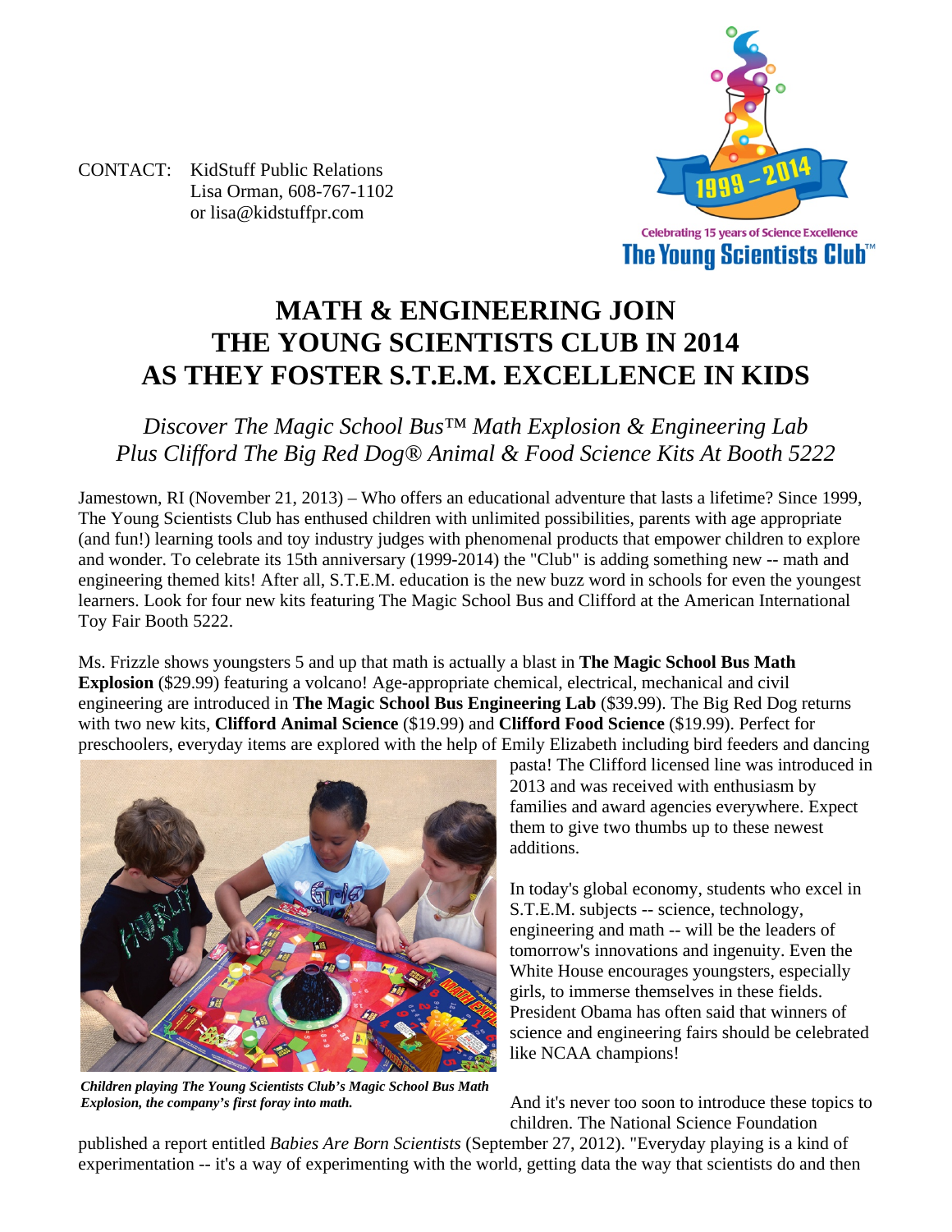CONTACT: KidStuff Public Relations
Lisa Orman, 608-767-1102
or lisa@kidstuffpr.com

Celebrating 15 years of Science Excellence
The Young Scientists Club™

# MATH & ENGINEERING JOIN THE YOUNG SCIENTISTS CLUB IN 2014 AS THEY FOSTER S.T.E.M. EXCELLENCE IN KIDS

*Discover The Magic School Bus™ Math Explosion & Engineering Lab Plus Clifford The Big Red Dog® Animal & Food Science Kits At Booth 5222*

Jamestown, RI (November 21, 2013) – Who offers an educational adventure that lasts a lifetime? Since 1999, The Young Scientists Club has enthused children with unlimited possibilities, parents with age appropriate (and fun!) learning tools and toy industry judges with phenomenal products that empower children to explore and wonder. To celebrate its 15th anniversary (1999-2014) the "Club" is adding something new -- math and engineering themed kits! After all, S.T.E.M. education is the new buzz word in schools for even the youngest learners. Look for four new kits featuring The Magic School Bus and Clifford at the American International Toy Fair Booth 5222.

Ms. Frizzle shows youngsters 5 and up that math is actually a blast in **The Magic School Bus Math Explosion** ($29.99) featuring a volcano! Age-appropriate chemical, electrical, mechanical and civil engineering are introduced in **The Magic School Bus Engineering Lab** ($39.99). The Big Red Dog returns with two new kits, **Clifford Animal Science** ($19.99) and **Clifford Food Science** ($19.99). Perfect for preschoolers, everyday items are explored with the help of Emily Elizabeth including bird feeders and dancing pasta! The Clifford licensed line was introduced in 2013 and was received with enthusiasm by families and award agencies everywhere. Expect them to give two thumbs up to these newest additions.

***Children playing The Young Scientists Club's Magic School Bus Math Explosion, the company's first foray into math.***

In today's global economy, students who excel in S.T.E.M. subjects -- science, technology, engineering and math -- will be the leaders of tomorrow's innovations and ingenuity. Even the White House encourages youngsters, especially girls, to immerse themselves in these fields. President Obama has often said that winners of science and engineering fairs should be celebrated like NCAA champions!

And it's never too soon to introduce these topics to children. The National Science Foundation published a report entitled *Babies Are Born Scientists* (September 27, 2012). "Everyday playing is a kind of experimentation -- it's a way of experimenting with the world, getting data the way that scientists do and then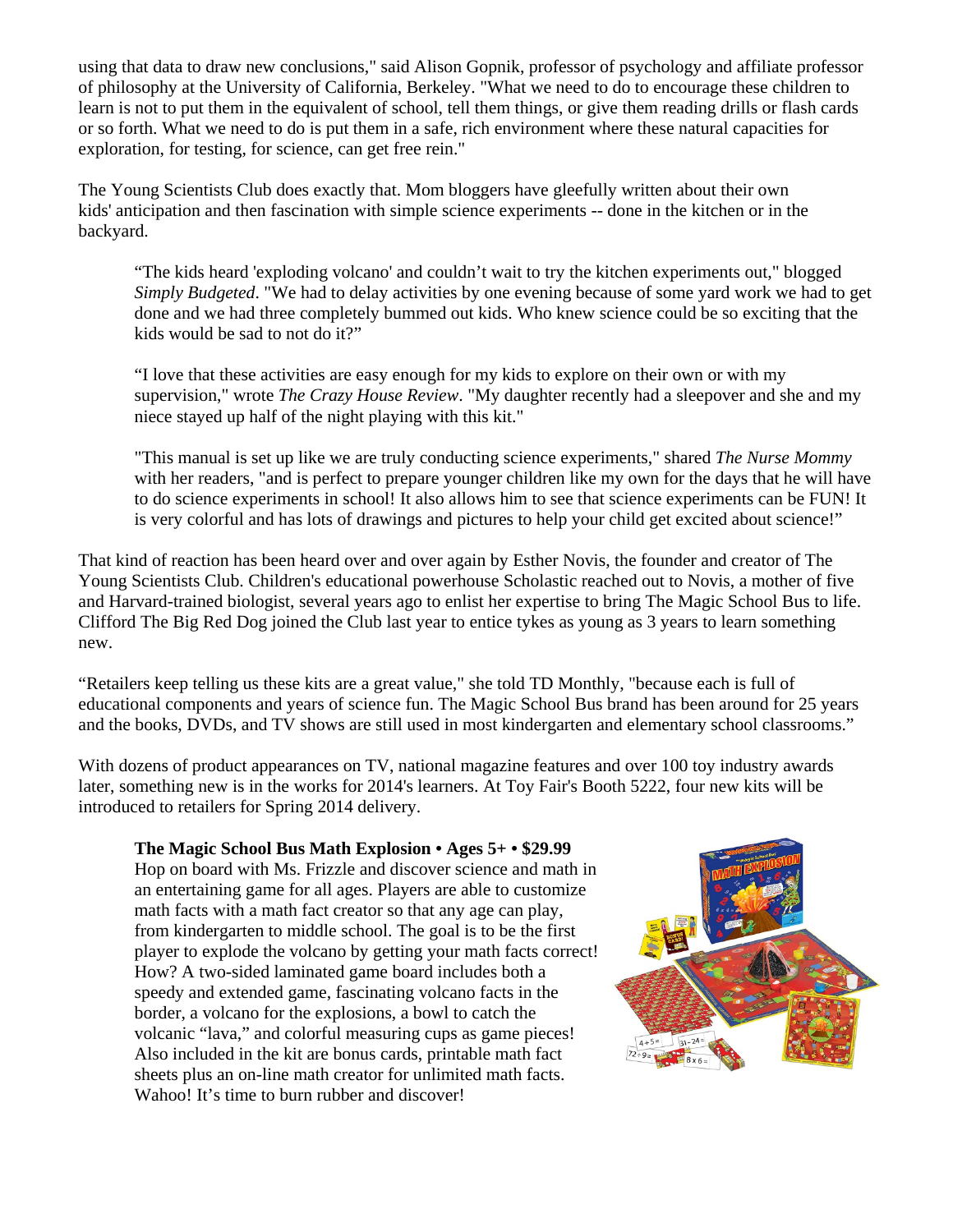using that data to draw new conclusions," said Alison Gopnik, professor of psychology and affiliate professor of philosophy at the University of California, Berkeley. "What we need to do to encourage these children to learn is not to put them in the equivalent of school, tell them things, or give them reading drills or flash cards or so forth. What we need to do is put them in a safe, rich environment where these natural capacities for exploration, for testing, for science, can get free rein."

The Young Scientists Club does exactly that. Mom bloggers have gleefully written about their own kids' anticipation and then fascination with simple science experiments -- done in the kitchen or in the backyard.

> "The kids heard 'exploding volcano' and couldn't wait to try the kitchen experiments out," blogged *Simply Budgeted*. "We had to delay activities by one evening because of some yard work we had to get done and we had three completely bummed out kids. Who knew science could be so exciting that the kids would be sad to not do it?"
>
> "I love that these activities are easy enough for my kids to explore on their own or with my supervision," wrote *The Crazy House Review*. "My daughter recently had a sleepover and she and my niece stayed up half of the night playing with this kit."
>
> "This manual is set up like we are truly conducting science experiments," shared *The Nurse Mommy* with her readers, "and is perfect to prepare younger children like my own for the days that he will have to do science experiments in school! It also allows him to see that science experiments can be FUN! It is very colorful and has lots of drawings and pictures to help your child get excited about science!"

That kind of reaction has been heard over and over again by Esther Novis, the founder and creator of The Young Scientists Club. Children's educational powerhouse Scholastic reached out to Novis, a mother of five and Harvard-trained biologist, several years ago to enlist her expertise to bring The Magic School Bus to life. Clifford The Big Red Dog joined the Club last year to entice tykes as young as 3 years to learn something new.

"Retailers keep telling us these kits are a great value," she told TD Monthly, "because each is full of educational components and years of science fun. The Magic School Bus brand has been around for 25 years and the books, DVDs, and TV shows are still used in most kindergarten and elementary school classrooms."

With dozens of product appearances on TV, national magazine features and over 100 toy industry awards later, something new is in the works for 2014's learners. At Toy Fair's Booth 5222, four new kits will be introduced to retailers for Spring 2014 delivery.

**The Magic School Bus Math Explosion • Ages 5+ • $29.99**
Hop on board with Ms. Frizzle and discover science and math in an entertaining game for all ages. Players are able to customize math facts with a math fact creator so that any age can play, from kindergarten to middle school. The goal is to be the first player to explode the volcano by getting your math facts correct! How? A two-sided laminated game board includes both a speedy and extended game, fascinating volcano facts in the border, a volcano for the explosions, a bowl to catch the volcanic "lava," and colorful measuring cups as game pieces! Also included in the kit are bonus cards, printable math fact sheets plus an on-line math creator for unlimited math facts. Wahoo! It's time to burn rubber and discover!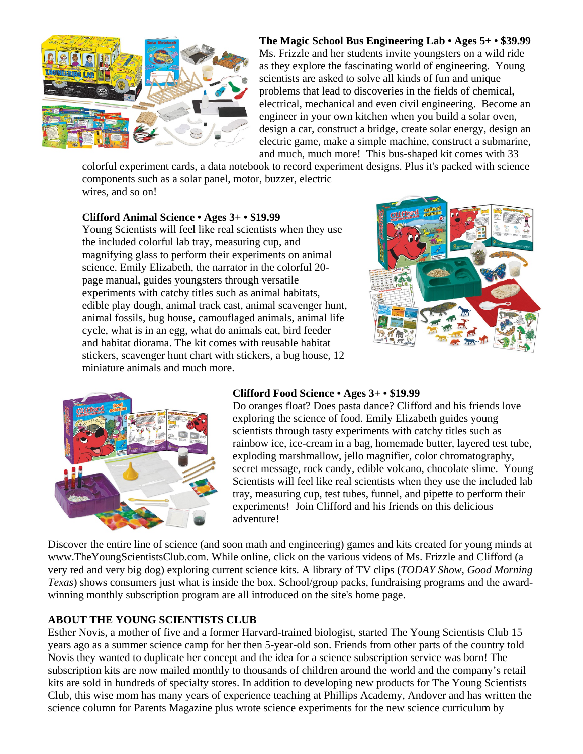**The Magic School Bus Engineering Lab • Ages 5+ • $39.99**
Ms. Frizzle and her students invite youngsters on a wild ride as they explore the fascinating world of engineering. Young scientists are asked to solve all kinds of fun and unique problems that lead to discoveries in the fields of chemical, electrical, mechanical and even civil engineering. Become an engineer in your own kitchen when you build a solar oven, design a car, construct a bridge, create solar energy, design an electric game, make a simple machine, construct a submarine, and much, much more! This bus-shaped kit comes with 33 colorful experiment cards, a data notebook to record experiment designs. Plus it's packed with science components such as a solar panel, motor, buzzer, electric wires, and so on!

**Clifford Animal Science • Ages 3+ • $19.99**
Young Scientists will feel like real scientists when they use the included colorful lab tray, measuring cup, and magnifying glass to perform their experiments on animal science. Emily Elizabeth, the narrator in the colorful 20-page manual, guides youngsters through versatile experiments with catchy titles such as animal habitats, edible play dough, animal track cast, animal scavenger hunt, animal fossils, bug house, camouflaged animals, animal life cycle, what is in an egg, what do animals eat, bird feeder and habitat diorama. The kit comes with reusable habitat stickers, scavenger hunt chart with stickers, a bug house, 12 miniature animals and much more.

**Clifford Food Science • Ages 3+ • $19.99**
Do oranges float? Does pasta dance? Clifford and his friends love exploring the science of food. Emily Elizabeth guides young scientists through tasty experiments with catchy titles such as rainbow ice, ice-cream in a bag, homemade butter, layered test tube, exploding marshmallow, jello magnifier, color chromatography, secret message, rock candy, edible volcano, chocolate slime. Young Scientists will feel like real scientists when they use the included lab tray, measuring cup, test tubes, funnel, and pipette to perform their experiments! Join Clifford and his friends on this delicious adventure!

Discover the entire line of science (and soon math and engineering) games and kits created for young minds at www.TheYoungScientistsClub.com. While online, click on the various videos of Ms. Frizzle and Clifford (a very red and very big dog) exploring current science kits. A library of TV clips (*TODAY Show*, *Good Morning Texas*) shows consumers just what is inside the box. School/group packs, fundraising programs and the award-winning monthly subscription program are all introduced on the site's home page.

**ABOUT THE YOUNG SCIENTISTS CLUB**
Esther Novis, a mother of five and a former Harvard-trained biologist, started The Young Scientists Club 15 years ago as a summer science camp for her then 5-year-old son. Friends from other parts of the country told Novis they wanted to duplicate her concept and the idea for a science subscription service was born! The subscription kits are now mailed monthly to thousands of children around the world and the company's retail kits are sold in hundreds of specialty stores. In addition to developing new products for The Young Scientists Club, this wise mom has many years of experience teaching at Phillips Academy, Andover and has written the science column for Parents Magazine plus wrote science experiments for the new science curriculum by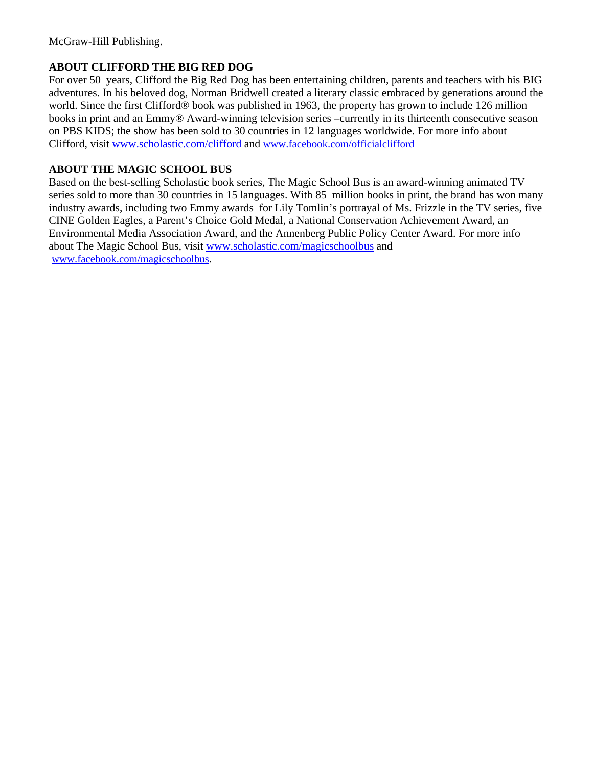McGraw-Hill Publishing.

**ABOUT CLIFFORD THE BIG RED DOG**

For over 50 years, Clifford the Big Red Dog has been entertaining children, parents and teachers with his BIG adventures. In his beloved dog, Norman Bridwell created a literary classic embraced by generations around the world. Since the first Clifford® book was published in 1963, the property has grown to include 126 million books in print and an Emmy® Award-winning television series –currently in its thirteenth consecutive season on PBS KIDS; the show has been sold to 30 countries in 12 languages worldwide. For more info about Clifford, visit www.scholastic.com/clifford and www.facebook.com/officialclifford

**ABOUT THE MAGIC SCHOOL BUS**

Based on the best-selling Scholastic book series, The Magic School Bus is an award-winning animated TV series sold to more than 30 countries in 15 languages. With 85 million books in print, the brand has won many industry awards, including two Emmy awards for Lily Tomlin's portrayal of Ms. Frizzle in the TV series, five CINE Golden Eagles, a Parent's Choice Gold Medal, a National Conservation Achievement Award, an Environmental Media Association Award, and the Annenberg Public Policy Center Award. For more info about The Magic School Bus, visit www.scholastic.com/magicschoolbus and www.facebook.com/magicschoolbus.